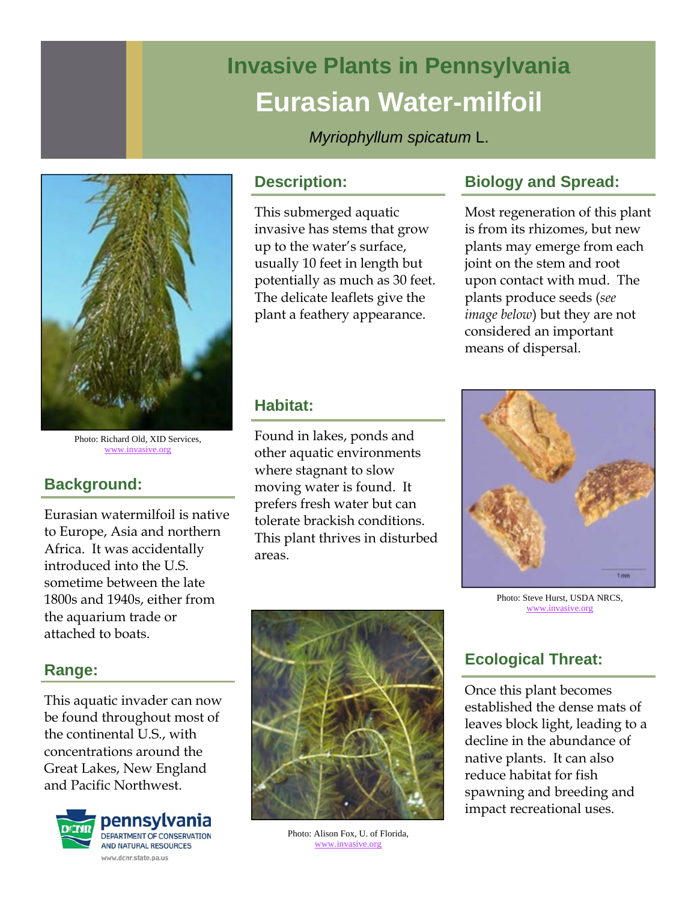# Invasive Plants in Pennsylvania

## Eurasian Water-milfoil

*Myriophyllum spicatum* L.

Photo: Richard Old, XID Services, www.invasive.org

## Background:

Eurasian watermilfoil is native to Europe, Asia and northern Africa. It was accidentally introduced into the U.S. sometime between the late 1800s and 1940s, either from the aquarium trade or attached to boats.

## Range:

This aquatic invader can now be found throughout most of the continental U.S., with concentrations around the Great Lakes, New England and Pacific Northwest.

## Description:

This submerged aquatic invasive has stems that grow up to the water's surface, usually 10 feet in length but potentially as much as 30 feet. The delicate leaflets give the plant a feathery appearance.

## Habitat:

Found in lakes, ponds and other aquatic environments where stagnant to slow moving water is found. It prefers fresh water but can tolerate brackish conditions. This plant thrives in disturbed areas.

Photo: Alison Fox, U. of Florida, www.invasive.org

## Biology and Spread:

Most regeneration of this plant is from its rhizomes, but new plants may emerge from each joint on the stem and root upon contact with mud. The plants produce seeds (*see image below*) but they are not considered an important means of dispersal.

Photo: Steve Hurst, USDA NRCS, www.invasive.org

## Ecological Threat:

Once this plant becomes established the dense mats of leaves block light, leading to a decline in the abundance of native plants. It can also reduce habitat for fish spawning and breeding and impact recreational uses.

pennsylvania DEPARTMENT OF CONSERVATION AND NATURAL RESOURCES
www.dcnr.state.pa.us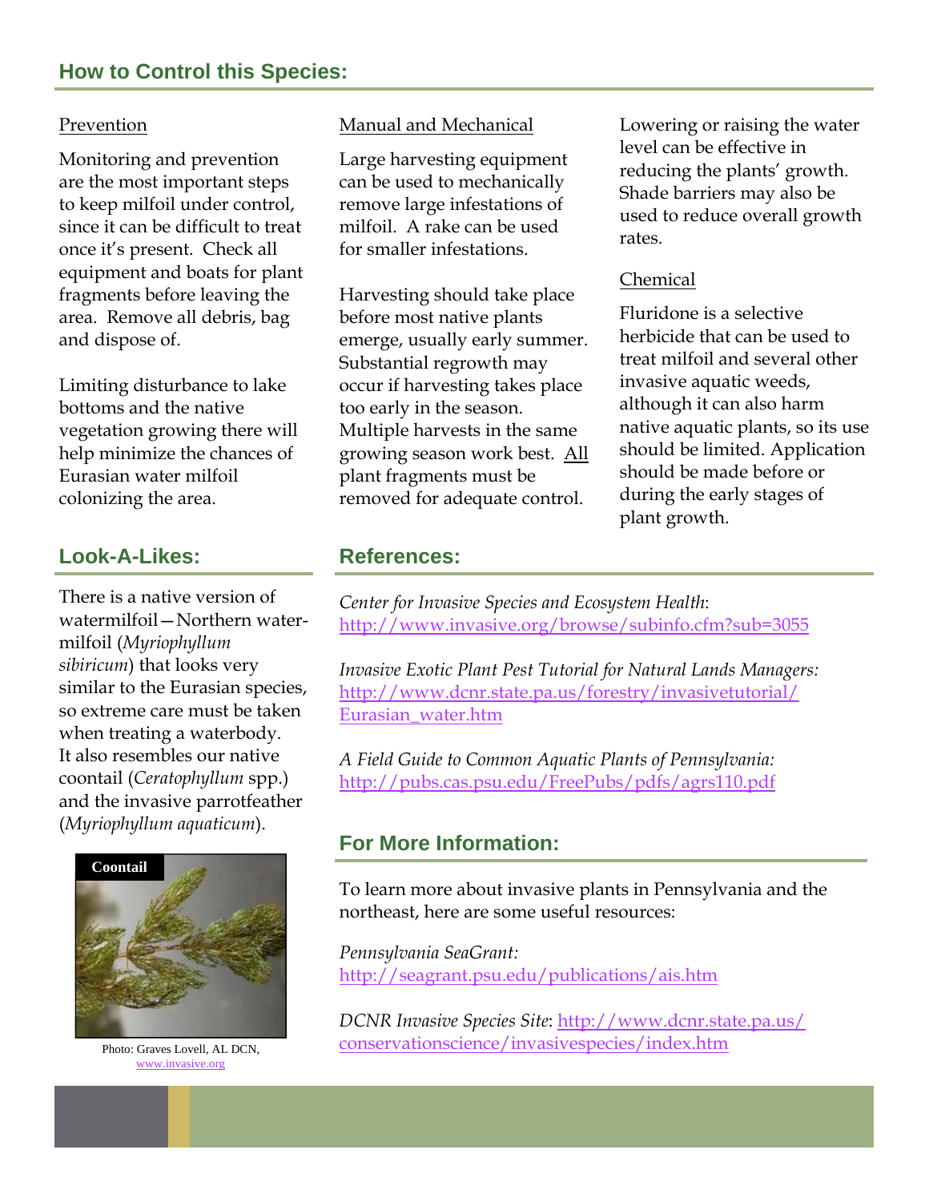## How to Control this Species:

### Prevention

Monitoring and prevention are the most important steps to keep milfoil under control, since it can be difficult to treat once it's present. Check all equipment and boats for plant fragments before leaving the area. Remove all debris, bag and dispose of.

Limiting disturbance to lake bottoms and the native vegetation growing there will help minimize the chances of Eurasian water milfoil colonizing the area.

### Manual and Mechanical

Large harvesting equipment can be used to mechanically remove large infestations of milfoil. A rake can be used for smaller infestations.

Harvesting should take place before most native plants emerge, usually early summer. Substantial regrowth may occur if harvesting takes place too early in the season. Multiple harvests in the same growing season work best. All plant fragments must be removed for adequate control.

Lowering or raising the water level can be effective in reducing the plants' growth. Shade barriers may also be used to reduce overall growth rates.

### Chemical

Fluridone is a selective herbicide that can be used to treat milfoil and several other invasive aquatic weeds, although it can also harm native aquatic plants, so its use should be limited. Application should be made before or during the early stages of plant growth.

## Look-A-Likes:

There is a native version of watermilfoil—Northern water-milfoil (*Myriophyllum sibiricum*) that looks very similar to the Eurasian species, so extreme care must be taken when treating a waterbody. It also resembles our native coontail (*Ceratophyllum* spp.) and the invasive parrotfeather (*Myriophyllum aquaticum*).

**Coontail**

Photo: Graves Lovell, AL DCN, www.invasive.org

## References:

*Center for Invasive Species and Ecosystem Health*: http://www.invasive.org/browse/subinfo.cfm?sub=3055

*Invasive Exotic Plant Pest Tutorial for Natural Lands Managers:* http://www.dcnr.state.pa.us/forestry/invasivetutorial/Eurasian_water.htm

*A Field Guide to Common Aquatic Plants of Pennsylvania:* http://pubs.cas.psu.edu/FreePubs/pdfs/agrs110.pdf

## For More Information:

To learn more about invasive plants in Pennsylvania and the northeast, here are some useful resources:

*Pennsylvania SeaGrant:* http://seagrant.psu.edu/publications/ais.htm

*DCNR Invasive Species Site*: http://www.dcnr.state.pa.us/conservationscience/invasivespecies/index.htm